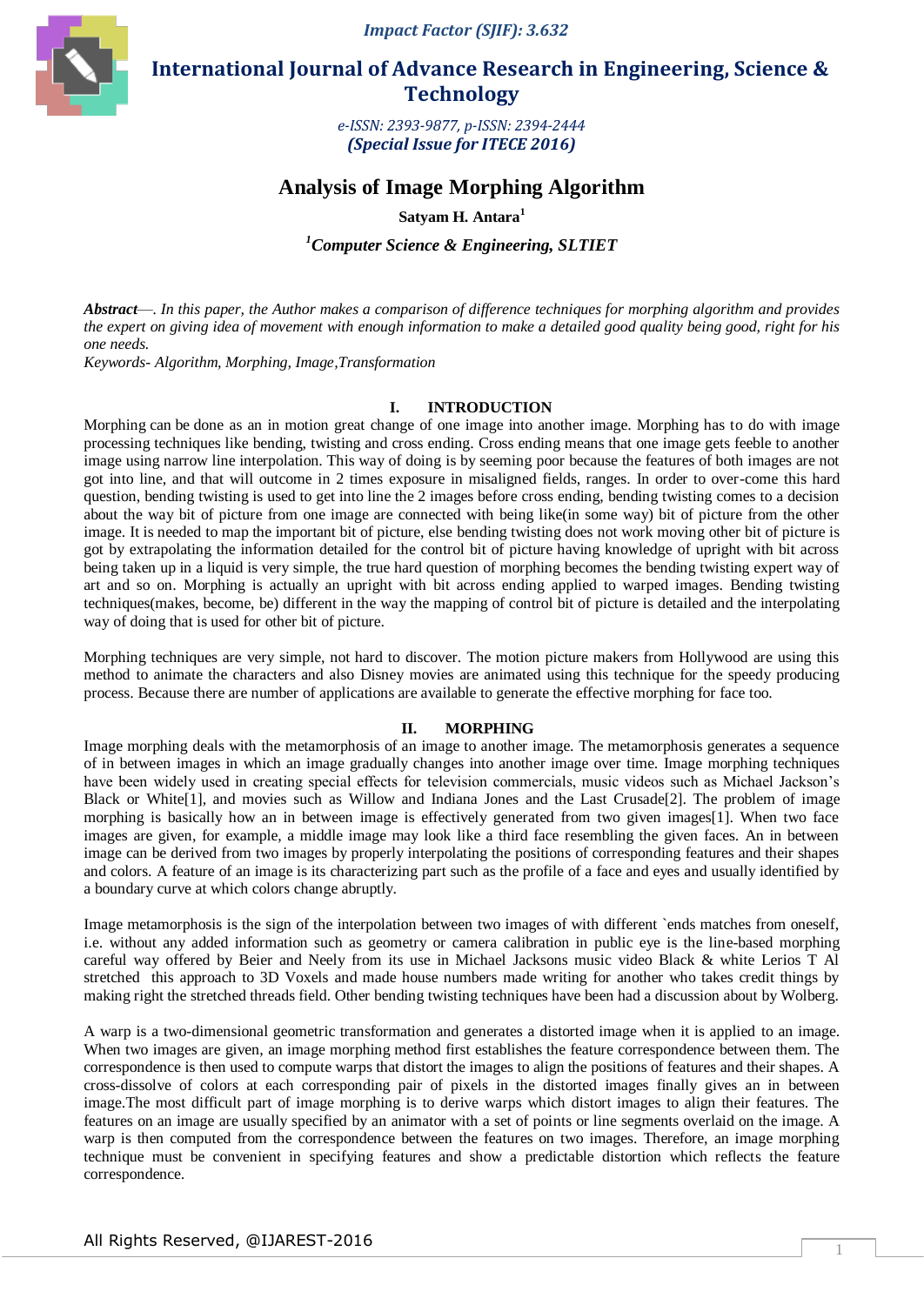# Analysis of Image Morphing Algorithm

**Satyam H. Antara**[1]

*[1]Computer Science & Engineering, SLTIET*

***Abstract**—. In this paper, the Author makes a comparison of difference techniques for morphing algorithm and provides the expert on giving idea of movement with enough information to make a detailed good quality being good, right for his one needs.*

*Keywords- Algorithm, Morphing, Image,Transformation*

## I. INTRODUCTION

Morphing can be done as an in motion great change of one image into another image. Morphing has to do with image processing techniques like bending, twisting and cross ending. Cross ending means that one image gets feeble to another image using narrow line interpolation. This way of doing is by seeming poor because the features of both images are not got into line, and that will outcome in 2 times exposure in misaligned fields, ranges. In order to over-come this hard question, bending twisting is used to get into line the 2 images before cross ending, bending twisting comes to a decision about the way bit of picture from one image are connected with being like(in some way) bit of picture from the other image. It is needed to map the important bit of picture, else bending twisting does not work moving other bit of picture is got by extrapolating the information detailed for the control bit of picture having knowledge of upright with bit across being taken up in a liquid is very simple, the true hard question of morphing becomes the bending twisting expert way of art and so on. Morphing is actually an upright with bit across ending applied to warped images. Bending twisting techniques(makes, become, be) different in the way the mapping of control bit of picture is detailed and the interpolating way of doing that is used for other bit of picture.

Morphing techniques are very simple, not hard to discover. The motion picture makers from Hollywood are using this method to animate the characters and also Disney movies are animated using this technique for the speedy producing process. Because there are number of applications are available to generate the effective morphing for face too.

## II. MORPHING

Image morphing deals with the metamorphosis of an image to another image. The metamorphosis generates a sequence of in between images in which an image gradually changes into another image over time. Image morphing techniques have been widely used in creating special effects for television commercials, music videos such as Michael Jackson's Black or White[1], and movies such as Willow and Indiana Jones and the Last Crusade[2]. The problem of image morphing is basically how an in between image is effectively generated from two given images[1]. When two face images are given, for example, a middle image may look like a third face resembling the given faces. An in between image can be derived from two images by properly interpolating the positions of corresponding features and their shapes and colors. A feature of an image is its characterizing part such as the profile of a face and eyes and usually identified by a boundary curve at which colors change abruptly.

Image metamorphosis is the sign of the interpolation between two images of with different `ends matches from oneself, i.e. without any added information such as geometry or camera calibration in public eye is the line-based morphing careful way offered by Beier and Neely from its use in Michael Jacksons music video Black & white Lerios T Al stretched this approach to 3D Voxels and made house numbers made writing for another who takes credit things by making right the stretched threads field. Other bending twisting techniques have been had a discussion about by Wolberg.

A warp is a two-dimensional geometric transformation and generates a distorted image when it is applied to an image. When two images are given, an image morphing method first establishes the feature correspondence between them. The correspondence is then used to compute warps that distort the images to align the positions of features and their shapes. A cross-dissolve of colors at each corresponding pair of pixels in the distorted images finally gives an in between image.The most difficult part of image morphing is to derive warps which distort images to align their features. The features on an image are usually specified by an animator with a set of points or line segments overlaid on the image. A warp is then computed from the correspondence between the features on two images. Therefore, an image morphing technique must be convenient in specifying features and show a predictable distortion which reflects the feature correspondence.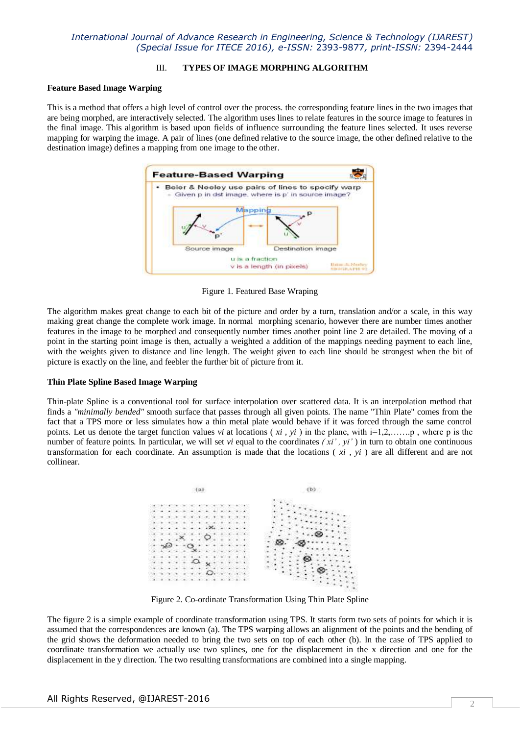## III. TYPES OF IMAGE MORPHING ALGORITHM

### Feature Based Image Warping

This is a method that offers a high level of control over the process. the corresponding feature lines in the two images that are being morphed, are interactively selected. The algorithm uses lines to relate features in the source image to features in the final image. This algorithm is based upon fields of influence surrounding the feature lines selected. It uses reverse mapping for warping the image. A pair of lines (one defined relative to the source image, the other defined relative to the destination image) defines a mapping from one image to the other.

Figure 1. Featured Base Wraping

The algorithm makes great change to each bit of the picture and order by a turn, translation and/or a scale, in this way making great change the complete work image. In normal morphing scenario, however there are number times another features in the image to be morphed and consequently number times another point line 2 are detailed. The moving of a point in the starting point image is then, actually a weighted a addition of the mappings needing payment to each line, with the weights given to distance and line length. The weight given to each line should be strongest when the bit of picture is exactly on the line, and feebler the further bit of picture from it.

### Thin Plate Spline Based Image Warping

Thin-plate Spline is a conventional tool for surface interpolation over scattered data. It is an interpolation method that finds a *"minimally bended"* smooth surface that passes through all given points. The name "Thin Plate" comes from the fact that a TPS more or less simulates how a thin metal plate would behave if it was forced through the same control points. Let us denote the target function values $v_i$ at locations ( $x_i$ , $y_i$ ) in the plane, with i=1,2,…….p , where p is the number of feature points. In particular, we will set $v_i$ equal to the coordinates ( $x_i'$ , $y_i'$ ) in turn to obtain one continuous transformation for each coordinate. An assumption is made that the locations ( $x_i$ , $y_i$ ) are all different and are not collinear.

Figure 2. Co-ordinate Transformation Using Thin Plate Spline

The figure 2 is a simple example of coordinate transformation using TPS. It starts form two sets of points for which it is assumed that the correspondences are known (a). The TPS warping allows an alignment of the points and the bending of the grid shows the deformation needed to bring the two sets on top of each other (b). In the case of TPS applied to coordinate transformation we actually use two splines, one for the displacement in the x direction and one for the displacement in the y direction. The two resulting transformations are combined into a single mapping.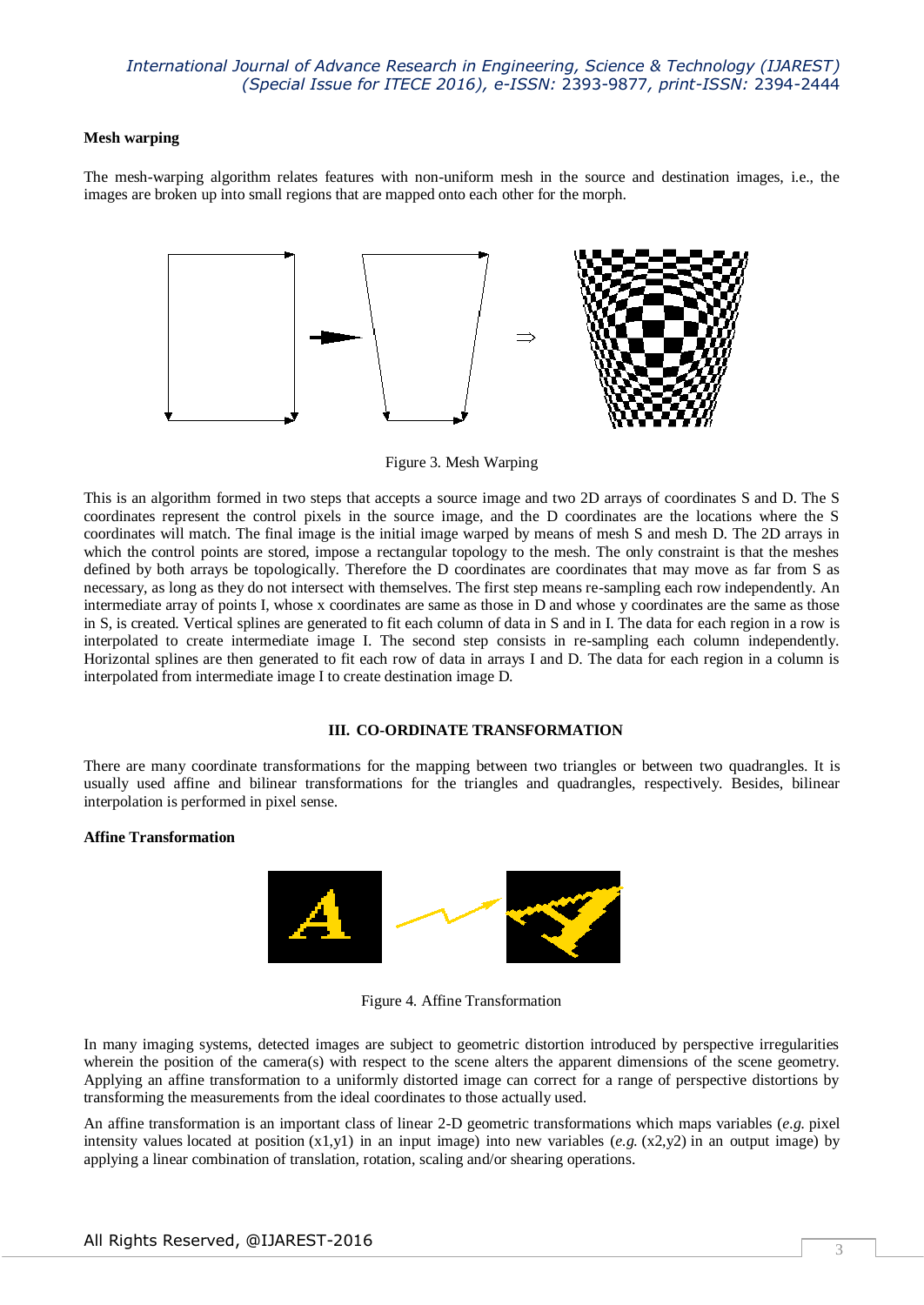**Mesh warping**

The mesh-warping algorithm relates features with non-uniform mesh in the source and destination images, i.e., the images are broken up into small regions that are mapped onto each other for the morph.

Figure 3. Mesh Warping

This is an algorithm formed in two steps that accepts a source image and two 2D arrays of coordinates S and D. The S coordinates represent the control pixels in the source image, and the D coordinates are the locations where the S coordinates will match. The final image is the initial image warped by means of mesh S and mesh D. The 2D arrays in which the control points are stored, impose a rectangular topology to the mesh. The only constraint is that the meshes defined by both arrays be topologically. Therefore the D coordinates are coordinates that may move as far from S as necessary, as long as they do not intersect with themselves. The first step means re-sampling each row independently. An intermediate array of points I, whose x coordinates are same as those in D and whose y coordinates are the same as those in S, is created. Vertical splines are generated to fit each column of data in S and in I. The data for each region in a row is interpolated to create intermediate image I. The second step consists in re-sampling each column independently. Horizontal splines are then generated to fit each row of data in arrays I and D. The data for each region in a column is interpolated from intermediate image I to create destination image D.

## III. CO-ORDINATE TRANSFORMATION

There are many coordinate transformations for the mapping between two triangles or between two quadrangles. It is usually used affine and bilinear transformations for the triangles and quadrangles, respectively. Besides, bilinear interpolation is performed in pixel sense.

**Affine Transformation**

Figure 4. Affine Transformation

In many imaging systems, detected images are subject to geometric distortion introduced by perspective irregularities wherein the position of the camera(s) with respect to the scene alters the apparent dimensions of the scene geometry. Applying an affine transformation to a uniformly distorted image can correct for a range of perspective distortions by transforming the measurements from the ideal coordinates to those actually used.

An affine transformation is an important class of linear 2-D geometric transformations which maps variables (*e.g.* pixel intensity values located at position (x1,y1) in an input image) into new variables (*e.g.* (x2,y2) in an output image) by applying a linear combination of translation, rotation, scaling and/or shearing operations.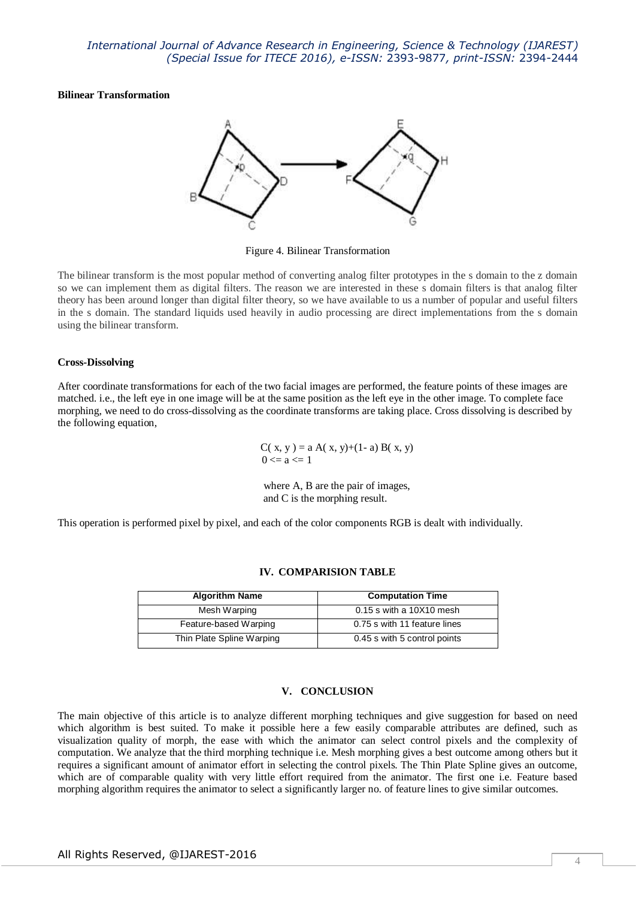**Bilinear Transformation**

Figure 4. Bilinear Transformation

The bilinear transform is the most popular method of converting analog filter prototypes in the s domain to the z domain so we can implement them as digital filters. The reason we are interested in these s domain filters is that analog filter theory has been around longer than digital filter theory, so we have available to us a number of popular and useful filters in the s domain. The standard liquids used heavily in audio processing are direct implementations from the s domain using the bilinear transform.

**Cross-Dissolving**

After coordinate transformations for each of the two facial images are performed, the feature points of these images are matched. i.e., the left eye in one image will be at the same position as the left eye in the other image. To complete face morphing, we need to do cross-dissolving as the coordinate transforms are taking place. Cross dissolving is described by the following equation,

$$C(x, y) = a\,A(x, y) + (1 - a)\,B(x, y)$$
$$0 <= a <= 1$$

where A, B are the pair of images,
and C is the morphing result.

This operation is performed pixel by pixel, and each of the color components RGB is dealt with individually.

## IV. COMPARISION TABLE

| Algorithm Name | Computation Time |
| --- | --- |
| Mesh Warping | 0.15 s with a 10X10 mesh |
| Feature-based Warping | 0.75 s with 11 feature lines |
| Thin Plate Spline Warping | 0.45 s with 5 control points |

## V. CONCLUSION

The main objective of this article is to analyze different morphing techniques and give suggestion for based on need which algorithm is best suited. To make it possible here a few easily comparable attributes are defined, such as visualization quality of morph, the ease with which the animator can select control pixels and the complexity of computation. We analyze that the third morphing technique i.e. Mesh morphing gives a best outcome among others but it requires a significant amount of animator effort in selecting the control pixels. The Thin Plate Spline gives an outcome, which are of comparable quality with very little effort required from the animator. The first one i.e. Feature based morphing algorithm requires the animator to select a significantly larger no. of feature lines to give similar outcomes.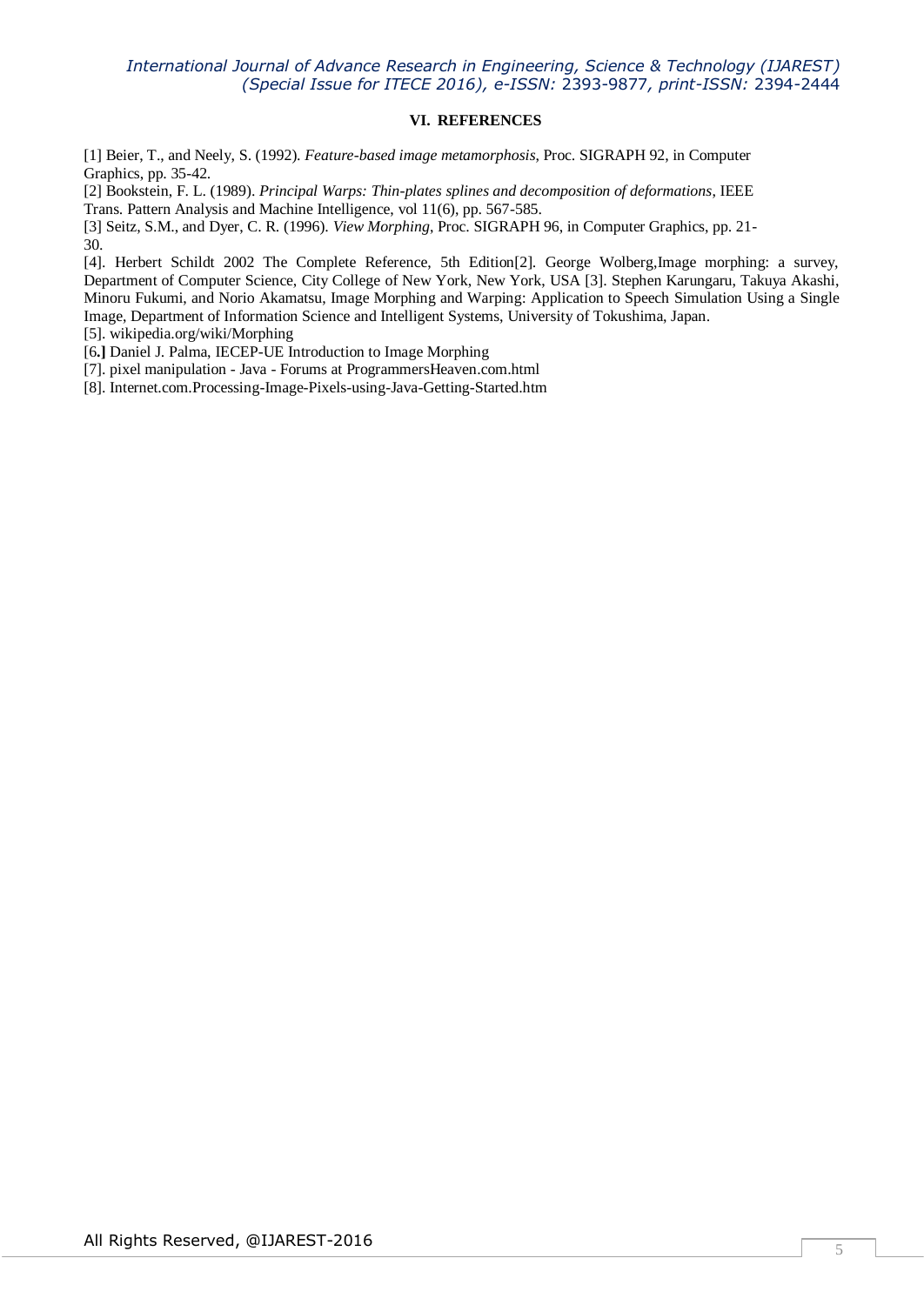## VI. REFERENCES

[1] Beier, T., and Neely, S. (1992). *Feature-based image metamorphosis*, Proc. SIGRAPH 92, in Computer Graphics, pp. 35-42.

[2] Bookstein, F. L. (1989). *Principal Warps: Thin-plates splines and decomposition of deformations*, IEEE Trans. Pattern Analysis and Machine Intelligence, vol 11(6), pp. 567-585.

[3] Seitz, S.M., and Dyer, C. R. (1996). *View Morphing*, Proc. SIGRAPH 96, in Computer Graphics, pp. 21-30.

[4]. Herbert Schildt 2002 The Complete Reference, 5th Edition[2]. George Wolberg,Image morphing: a survey, Department of Computer Science, City College of New York, New York, USA [3]. Stephen Karungaru, Takuya Akashi, Minoru Fukumi, and Norio Akamatsu, Image Morphing and Warping: Application to Speech Simulation Using a Single Image, Department of Information Science and Intelligent Systems, University of Tokushima, Japan.

[5]. wikipedia.org/wiki/Morphing

[6**.]** Daniel J. Palma, IECEP-UE Introduction to Image Morphing

[7]. pixel manipulation - Java - Forums at ProgrammersHeaven.com.html

[8]. Internet.com.Processing-Image-Pixels-using-Java-Getting-Started.htm